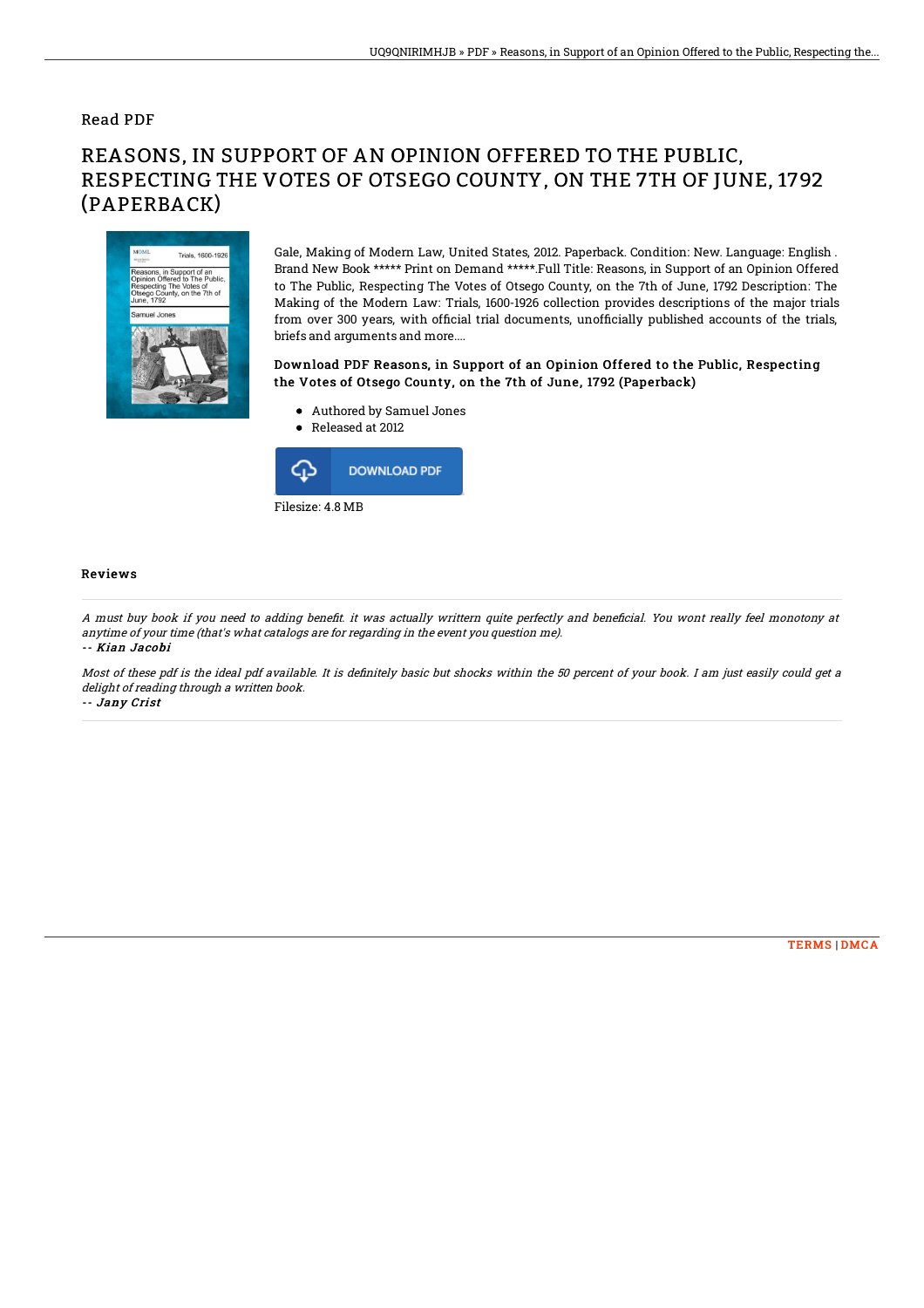Read PDF

# REASONS, IN SUPPORT OF AN OPINION OFFERED TO THE PUBLIC, RESPECTING THE VOTES OF OTSEGO COUNTY, ON THE 7TH OF JUNE, 1792 (PAPERBACK)

Gale, Making of Modern Law, United States, 2012. Paperback. Condition: New. Language: English . Brand New Book ***** Print on Demand *****.Full Title: Reasons, in Support of an Opinion Offered to The Public, Respecting The Votes of Otsego County, on the 7th of June, 1792 Description: The Making of the Modern Law: Trials, 1600-1926 collection provides descriptions of the major trials from over 300 years, with official trial documents, unofficially published accounts of the trials, briefs and arguments and more....

### Download PDF Reasons, in Support of an Opinion Offered to the Public, Respecting the Votes of Otsego County, on the 7th of June, 1792 (Paperback)

- Authored by Samuel Jones
- Released at 2012

DOWNLOAD PDF

Filesize: 4.8 MB

## Reviews

*A must buy book if you need to adding benefit. it was actually writtern quite perfectly and beneficial. You wont really feel monotony at anytime of your time (that's what catalogs are for regarding in the event you question me).*

*-- Kian Jacobi*

*Most of these pdf is the ideal pdf available. It is definitely basic but shocks within the 50 percent of your book. I am just easily could get a delight of reading through a written book.*

*-- Jany Crist*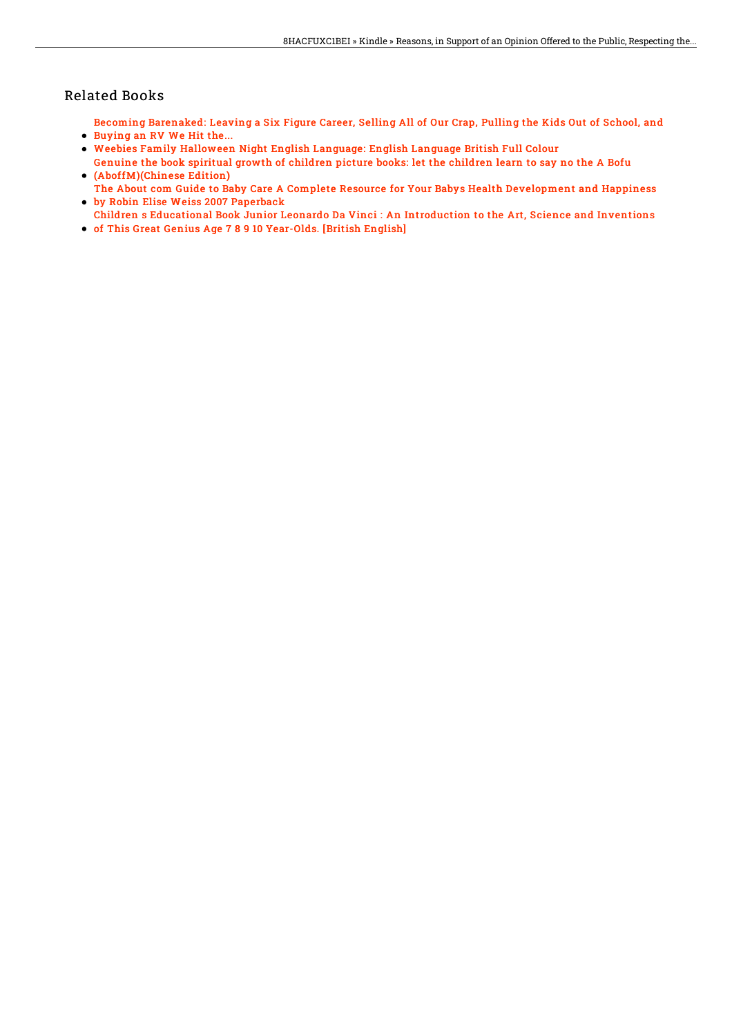## Related Books

- Becoming Barenaked: Leaving a Six Figure Career, Selling All of Our Crap, Pulling the Kids Out of School, and Buying an RV We Hit the...
- Weebies Family Halloween Night English Language: English Language British Full Colour
- Genuine the book spiritual growth of children picture books: let the children learn to say no the A Bofu (AboffM)(Chinese Edition)
- The About com Guide to Baby Care A Complete Resource for Your Babys Health Development and Happiness by Robin Elise Weiss 2007 Paperback
- Children s Educational Book Junior Leonardo Da Vinci : An Introduction to the Art, Science and Inventions of This Great Genius Age 7 8 9 10 Year-Olds. [British English]